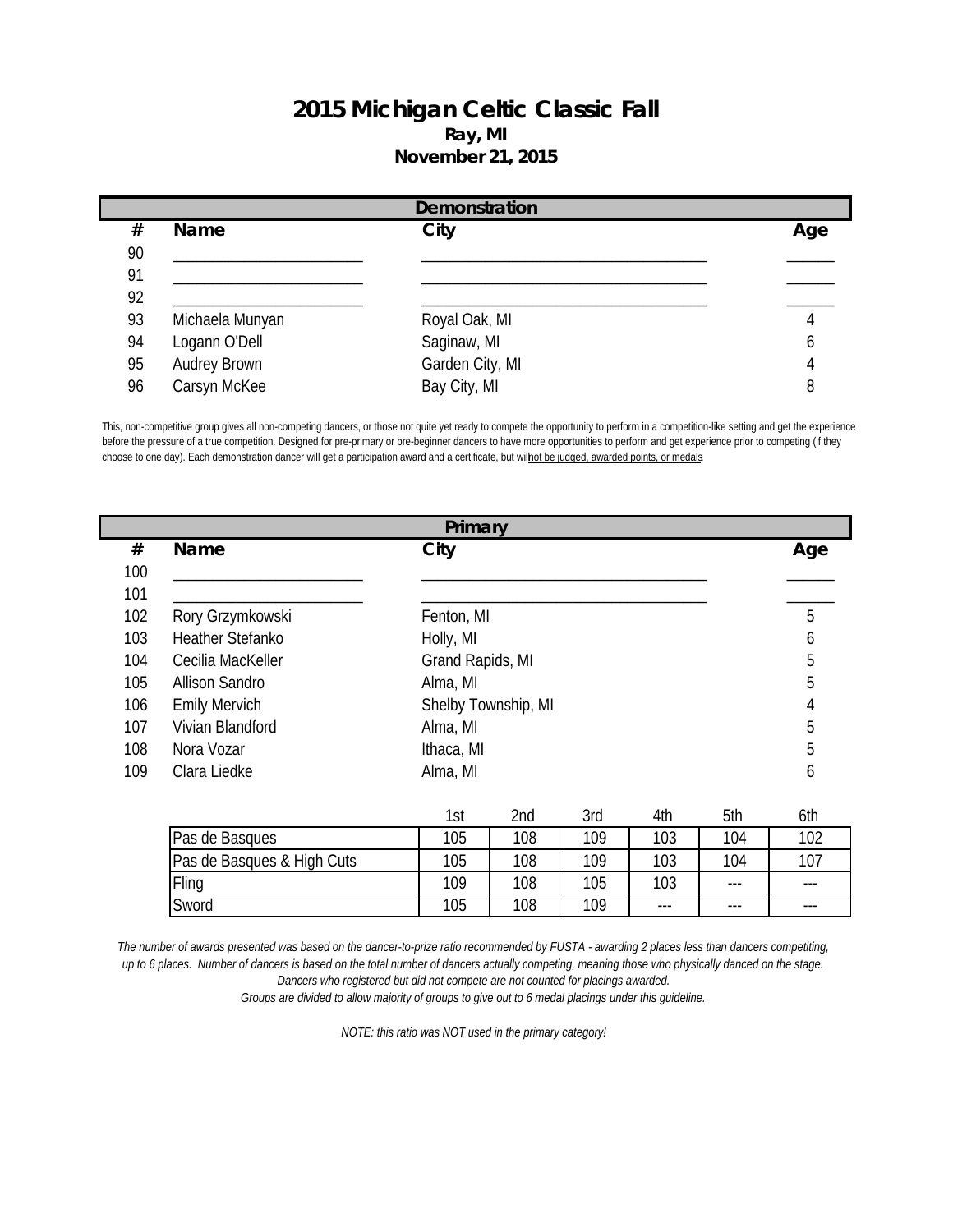# 2015 Michigan Celtic Classic Fall

**Ray, MI**

**November 21, 2015**

## Demonstration

| # | Name | City | Age |
|---|---|---|---|
| 90 | ______________________ | __________________________________ | _____ |
| 91 | ______________________ | __________________________________ | _____ |
| 92 | ______________________ | __________________________________ | _____ |
| 93 | Michaela Munyan | Royal Oak, MI | 4 |
| 94 | Logann O'Dell | Saginaw, MI | 6 |
| 95 | Audrey Brown | Garden City, MI | 4 |
| 96 | Carsyn McKee | Bay City, MI | 8 |

This, non-competitive group gives all non-competing dancers, or those not quite yet ready to compete the opportunity to perform in a competition-like setting and get the experience before the pressure of a true competition. Designed for pre-primary or pre-beginner dancers to have more opportunities to perform and get experience prior to competing (if they choose to one day). Each demonstration dancer will get a participation award and a certificate, but will not be judged, awarded points, or medals

## Primary

| # | Name | City | Age |
|---|---|---|---|
| 100 | ______________________ | __________________________________ | _____ |
| 101 | ______________________ | __________________________________ | _____ |
| 102 | Rory Grzymkowski | Fenton, MI | 5 |
| 103 | Heather Stefanko | Holly, MI | 6 |
| 104 | Cecilia MacKeller | Grand Rapids, MI | 5 |
| 105 | Allison Sandro | Alma, MI | 5 |
| 106 | Emily Mervich | Shelby Township, MI | 4 |
| 107 | Vivian Blandford | Alma, MI | 5 |
| 108 | Nora Vozar | Ithaca, MI | 5 |
| 109 | Clara Liedke | Alma, MI | 6 |

| | 1st | 2nd | 3rd | 4th | 5th | 6th |
|---|---|---|---|---|---|---|
| Pas de Basques | 105 | 108 | 109 | 103 | 104 | 102 |
| Pas de Basques & High Cuts | 105 | 108 | 109 | 103 | 104 | 107 |
| Fling | 109 | 108 | 105 | 103 | --- | --- |
| Sword | 105 | 108 | 109 | --- | --- | --- |

*The number of awards presented was based on the dancer-to-prize ratio recommended by FUSTA - awarding 2 places less than dancers competiting, up to 6 places. Number of dancers is based on the total number of dancers actually competing, meaning those who physically danced on the stage. Dancers who registered but did not compete are not counted for placings awarded. Groups are divided to allow majority of groups to give out to 6 medal placings under this guideline.*

*NOTE: this ratio was NOT used in the primary category!*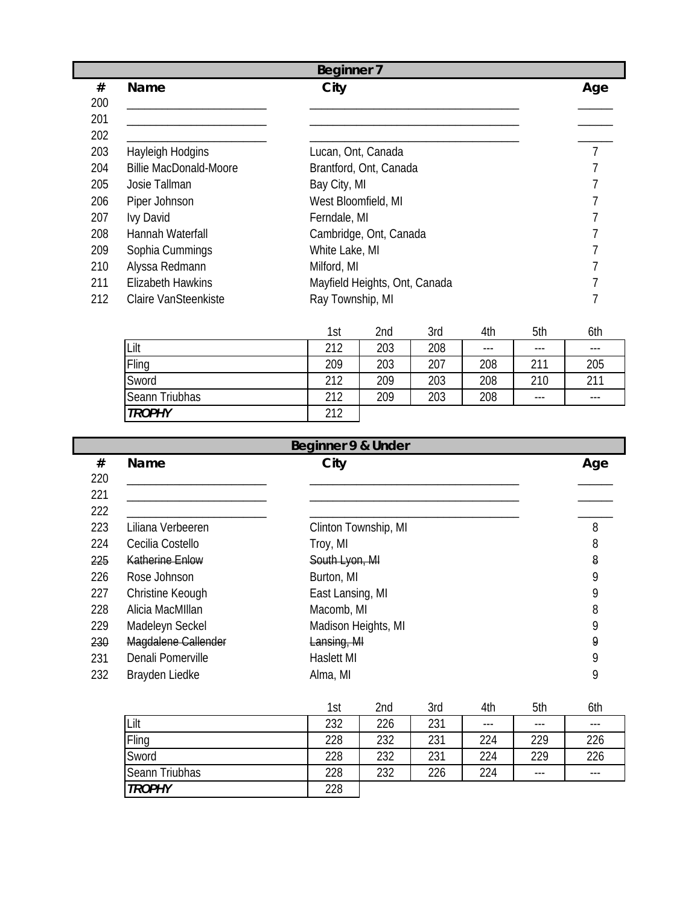## Beginner 7

| # | Name | City | Age |
|---|---|---|---|
| 200 | ______________________ | __________________________________ | ______ |
| 201 | ______________________ | __________________________________ | ______ |
| 202 | ______________________ | __________________________________ | ______ |
| 203 | Hayleigh Hodgins | Lucan, Ont, Canada | 7 |
| 204 | Billie MacDonald-Moore | Brantford, Ont, Canada | 7 |
| 205 | Josie Tallman | Bay City, MI | 7 |
| 206 | Piper Johnson | West Bloomfield, MI | 7 |
| 207 | Ivy David | Ferndale, MI | 7 |
| 208 | Hannah Waterfall | Cambridge, Ont, Canada | 7 |
| 209 | Sophia Cummings | White Lake, MI | 7 |
| 210 | Alyssa Redmann | Milford, MI | 7 |
| 211 | Elizabeth Hawkins | Mayfield Heights, Ont, Canada | 7 |
| 212 | Claire VanSteenkiste | Ray Township, MI | 7 |

| | 1st | 2nd | 3rd | 4th | 5th | 6th |
|---|---|---|---|---|---|---|
| Lilt | 212 | 203 | 208 | --- | --- | --- |
| Fling | 209 | 203 | 207 | 208 | 211 | 205 |
| Sword | 212 | 209 | 203 | 208 | 210 | 211 |
| Seann Triubhas | 212 | 209 | 203 | 208 | --- | --- |
| ***TROPHY*** | 212 | | | | | |

## Beginner 9 & Under

| # | Name | City | Age |
|---|---|---|---|
| 220 | ______________________ | __________________________________ | ______ |
| 221 | ______________________ | __________________________________ | ______ |
| 222 | ______________________ | __________________________________ | ______ |
| 223 | Liliana Verbeeren | Clinton Township, MI | 8 |
| 224 | Cecilia Costello | Troy, MI | 8 |
| ~~225~~ | ~~Katherine Enlow~~ | ~~South Lyon, MI~~ | ~~8~~ |
| 226 | Rose Johnson | Burton, MI | 9 |
| 227 | Christine Keough | East Lansing, MI | 9 |
| 228 | Alicia MacMIllan | Macomb, MI | 8 |
| 229 | Madeleyn Seckel | Madison Heights, MI | 9 |
| ~~230~~ | ~~Magdalene Callender~~ | ~~Lansing, MI~~ | ~~9~~ |
| 231 | Denali Pomerville | Haslett MI | 9 |
| 232 | Brayden Liedke | Alma, MI | 9 |

| | 1st | 2nd | 3rd | 4th | 5th | 6th |
|---|---|---|---|---|---|---|
| Lilt | 232 | 226 | 231 | --- | --- | --- |
| Fling | 228 | 232 | 231 | 224 | 229 | 226 |
| Sword | 228 | 232 | 231 | 224 | 229 | 226 |
| Seann Triubhas | 228 | 232 | 226 | 224 | --- | --- |
| ***TROPHY*** | 228 | | | | | |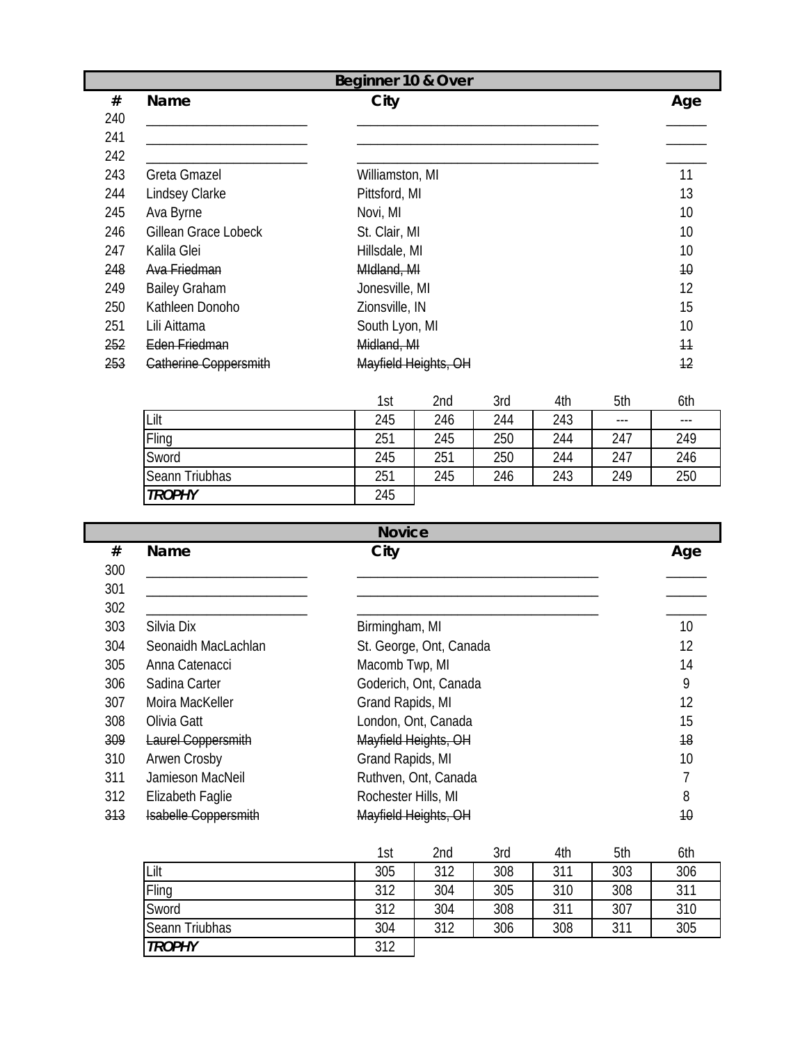## Beginner 10 & Over

| # | Name | City | Age |
|---|---|---|---|
| 240 | ________________________ | ____________________________________ | ______ |
| 241 | ________________________ | ____________________________________ | ______ |
| 242 | ________________________ | ____________________________________ | ______ |
| 243 | Greta Gmazel | Williamston, MI | 11 |
| 244 | Lindsey Clarke | Pittsford, MI | 13 |
| 245 | Ava Byrne | Novi, MI | 10 |
| 246 | Gillean Grace Lobeck | St. Clair, MI | 10 |
| 247 | Kalila Glei | Hillsdale, MI | 10 |
| ~~248~~ | ~~Ava Friedman~~ | ~~MIdland, MI~~ | ~~10~~ |
| 249 | Bailey Graham | Jonesville, MI | 12 |
| 250 | Kathleen Donoho | Zionsville, IN | 15 |
| 251 | Lili Aittama | South Lyon, MI | 10 |
| ~~252~~ | ~~Eden Friedman~~ | ~~Midland, MI~~ | ~~11~~ |
| ~~253~~ | ~~Catherine Coppersmith~~ | ~~Mayfield Heights, OH~~ | ~~12~~ |

| | 1st | 2nd | 3rd | 4th | 5th | 6th |
|---|---|---|---|---|---|---|
| Lilt | 245 | 246 | 244 | 243 | --- | --- |
| Fling | 251 | 245 | 250 | 244 | 247 | 249 |
| Sword | 245 | 251 | 250 | 244 | 247 | 246 |
| Seann Triubhas | 251 | 245 | 246 | 243 | 249 | 250 |
| ***TROPHY*** | 245 | | | | | |

## Novice

| # | Name | City | Age |
|---|---|---|---|
| 300 | ________________________ | ____________________________________ | ______ |
| 301 | ________________________ | ____________________________________ | ______ |
| 302 | ________________________ | ____________________________________ | ______ |
| 303 | Silvia Dix | Birmingham, MI | 10 |
| 304 | Seonaidh MacLachlan | St. George, Ont, Canada | 12 |
| 305 | Anna Catenacci | Macomb Twp, MI | 14 |
| 306 | Sadina Carter | Goderich, Ont, Canada | 9 |
| 307 | Moira MacKeller | Grand Rapids, MI | 12 |
| 308 | Olivia Gatt | London, Ont, Canada | 15 |
| ~~309~~ | ~~Laurel Coppersmith~~ | ~~Mayfield Heights, OH~~ | ~~18~~ |
| 310 | Arwen Crosby | Grand Rapids, MI | 10 |
| 311 | Jamieson MacNeil | Ruthven, Ont, Canada | 7 |
| 312 | Elizabeth Faglie | Rochester Hills, MI | 8 |
| ~~313~~ | ~~Isabelle Coppersmith~~ | ~~Mayfield Heights, OH~~ | ~~10~~ |

| | 1st | 2nd | 3rd | 4th | 5th | 6th |
|---|---|---|---|---|---|---|
| Lilt | 305 | 312 | 308 | 311 | 303 | 306 |
| Fling | 312 | 304 | 305 | 310 | 308 | 311 |
| Sword | 312 | 304 | 308 | 311 | 307 | 310 |
| Seann Triubhas | 304 | 312 | 306 | 308 | 311 | 305 |
| ***TROPHY*** | 312 | | | | | |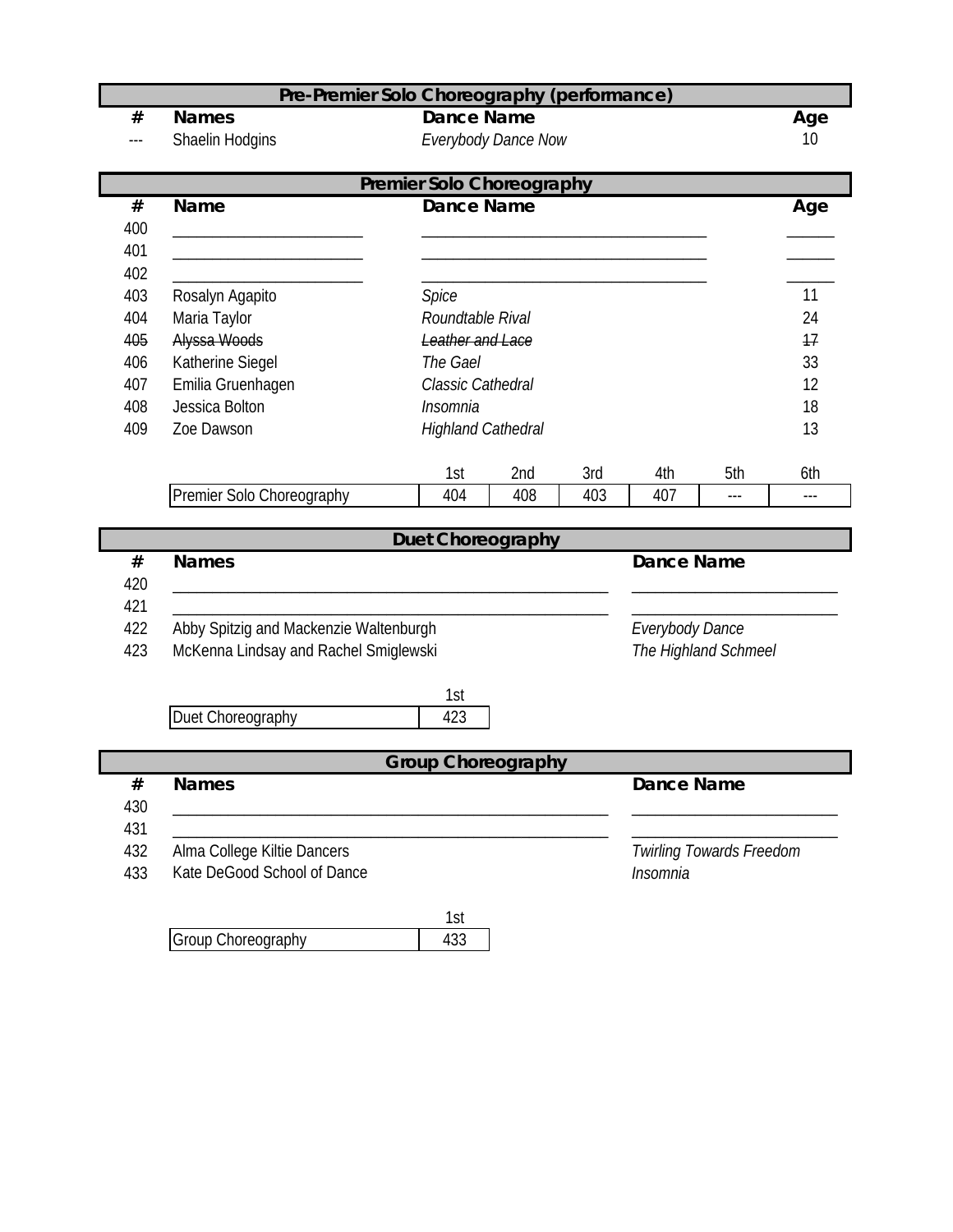## Pre-Premier Solo Choreography (performance)

| # | Names | Dance Name | Age |
|---|---|---|---|
| --- | Shaelin Hodgins | *Everybody Dance Now* | 10 |

## Premier Solo Choreography

| # | Name | Dance Name | Age |
|---|---|---|---|
| 400 | ____________________ | ______________________________ | _____ |
| 401 | ____________________ | ______________________________ | _____ |
| 402 | ____________________ | ______________________________ | _____ |
| 403 | Rosalyn Agapito | *Spice* | 11 |
| 404 | Maria Taylor | *Roundtable Rival* | 24 |
| ~~405~~ | ~~Alyssa Woods~~ | ~~*Leather and Lace*~~ | ~~17~~ |
| 406 | Katherine Siegel | *The Gael* | 33 |
| 407 | Emilia Gruenhagen | *Classic Cathedral* | 12 |
| 408 | Jessica Bolton | *Insomnia* | 18 |
| 409 | Zoe Dawson | *Highland Cathedral* | 13 |

| | 1st | 2nd | 3rd | 4th | 5th | 6th |
|---|---|---|---|---|---|---|
| Premier Solo Choreography | 404 | 408 | 403 | 407 | --- | --- |

## Duet Choreography

| # | Names | Dance Name |
|---|---|---|
| 420 | ______________________________________________ | ______________________ |
| 421 | ______________________________________________ | ______________________ |
| 422 | Abby Spitzig and Mackenzie Waltenburgh | *Everybody Dance* |
| 423 | McKenna Lindsay and Rachel Smiglewski | *The Highland Schmeel* |

| | 1st |
|---|---|
| Duet Choreography | 423 |

## Group Choreography

| # | Names | Dance Name |
|---|---|---|
| 430 | ______________________________________________ | ______________________ |
| 431 | ______________________________________________ | ______________________ |
| 432 | Alma College Kiltie Dancers | *Twirling Towards Freedom* |
| 433 | Kate DeGood School of Dance | *Insomnia* |

| | 1st |
|---|---|
| Group Choreography | 433 |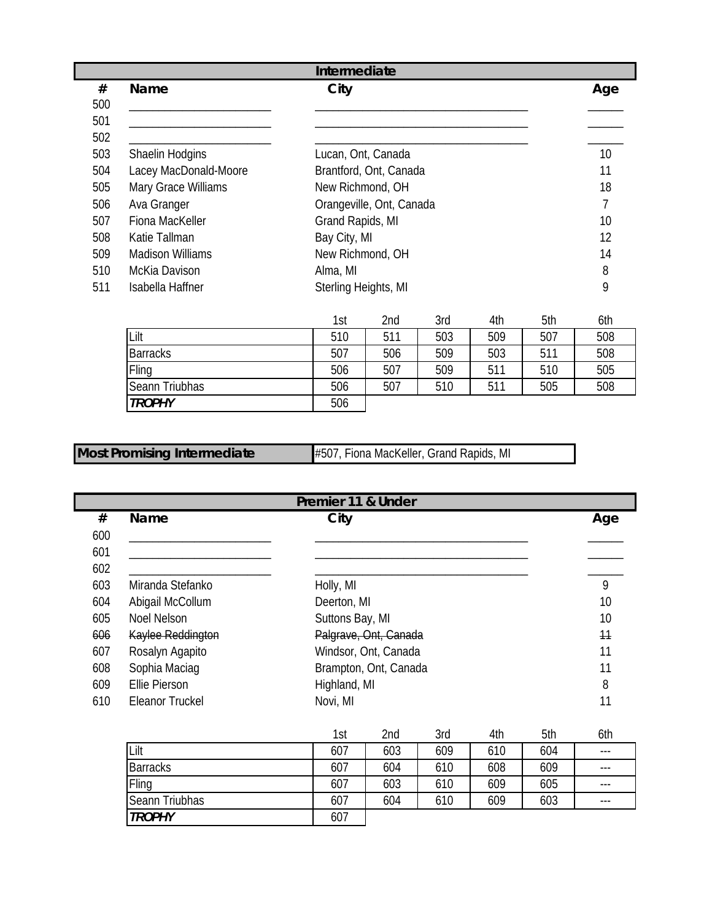## Intermediate

| # | Name | City | Age |
|---|---|---|---|
| 500 | ______________________ | __________________________________ | ______ |
| 501 | ______________________ | __________________________________ | ______ |
| 502 | ______________________ | __________________________________ | ______ |
| 503 | Shaelin Hodgins | Lucan, Ont, Canada | 10 |
| 504 | Lacey MacDonald-Moore | Brantford, Ont, Canada | 11 |
| 505 | Mary Grace Williams | New Richmond, OH | 18 |
| 506 | Ava Granger | Orangeville, Ont, Canada | 7 |
| 507 | Fiona MacKeller | Grand Rapids, MI | 10 |
| 508 | Katie Tallman | Bay City, MI | 12 |
| 509 | Madison Williams | New Richmond, OH | 14 |
| 510 | McKia Davison | Alma, MI | 8 |
| 511 | Isabella Haffner | Sterling Heights, MI | 9 |

| | 1st | 2nd | 3rd | 4th | 5th | 6th |
|---|---|---|---|---|---|---|
| Lilt | 510 | 511 | 503 | 509 | 507 | 508 |
| Barracks | 507 | 506 | 509 | 503 | 511 | 508 |
| Fling | 506 | 507 | 509 | 511 | 510 | 505 |
| Seann Triubhas | 506 | 507 | 510 | 511 | 505 | 508 |
| ***TROPHY*** | 506 | | | | | |

**Most Promising Intermediate** #507, Fiona MacKeller, Grand Rapids, MI

## Premier 11 & Under

| # | Name | City | Age |
|---|---|---|---|
| 600 | ______________________ | __________________________________ | ______ |
| 601 | ______________________ | __________________________________ | ______ |
| 602 | ______________________ | __________________________________ | ______ |
| 603 | Miranda Stefanko | Holly, MI | 9 |
| 604 | Abigail McCollum | Deerton, MI | 10 |
| 605 | Noel Nelson | Suttons Bay, MI | 10 |
| ~~606~~ | ~~Kaylee Reddington~~ | ~~Palgrave, Ont, Canada~~ | ~~11~~ |
| 607 | Rosalyn Agapito | Windsor, Ont, Canada | 11 |
| 608 | Sophia Maciag | Brampton, Ont, Canada | 11 |
| 609 | Ellie Pierson | Highland, MI | 8 |
| 610 | Eleanor Truckel | Novi, MI | 11 |

| | 1st | 2nd | 3rd | 4th | 5th | 6th |
|---|---|---|---|---|---|---|
| Lilt | 607 | 603 | 609 | 610 | 604 | --- |
| Barracks | 607 | 604 | 610 | 608 | 609 | --- |
| Fling | 607 | 603 | 610 | 609 | 605 | --- |
| Seann Triubhas | 607 | 604 | 610 | 609 | 603 | --- |
| ***TROPHY*** | 607 | | | | | |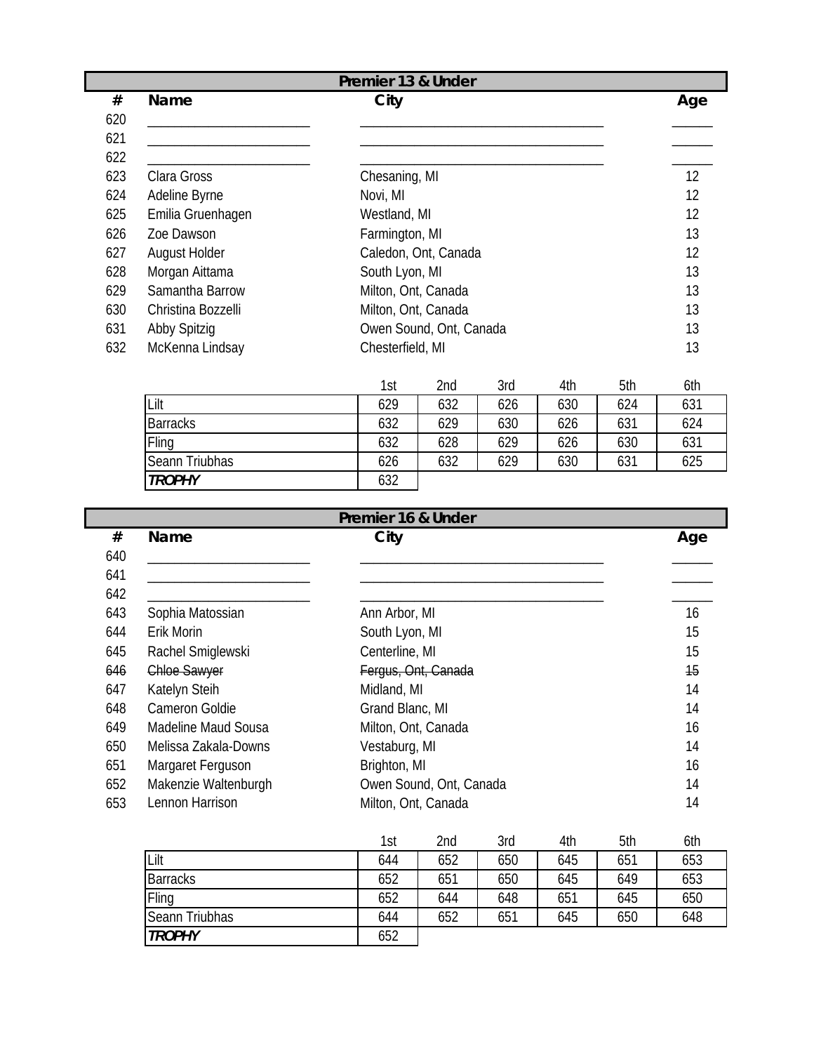## Premier 13 & Under

| # | Name | City | Age |
|---|---|---|---|
| 620 | ____________________ | ______________________________ | _____ |
| 621 | ____________________ | ______________________________ | _____ |
| 622 | ____________________ | ______________________________ | _____ |
| 623 | Clara Gross | Chesaning, MI | 12 |
| 624 | Adeline Byrne | Novi, MI | 12 |
| 625 | Emilia Gruenhagen | Westland, MI | 12 |
| 626 | Zoe Dawson | Farmington, MI | 13 |
| 627 | August Holder | Caledon, Ont, Canada | 12 |
| 628 | Morgan Aittama | South Lyon, MI | 13 |
| 629 | Samantha Barrow | Milton, Ont, Canada | 13 |
| 630 | Christina Bozzelli | Milton, Ont, Canada | 13 |
| 631 | Abby Spitzig | Owen Sound, Ont, Canada | 13 |
| 632 | McKenna Lindsay | Chesterfield, MI | 13 |

| | 1st | 2nd | 3rd | 4th | 5th | 6th |
|---|---|---|---|---|---|---|
| Lilt | 629 | 632 | 626 | 630 | 624 | 631 |
| Barracks | 632 | 629 | 630 | 626 | 631 | 624 |
| Fling | 632 | 628 | 629 | 626 | 630 | 631 |
| Seann Triubhas | 626 | 632 | 629 | 630 | 631 | 625 |
| ***TROPHY*** | 632 | | | | | |

## Premier 16 & Under

| # | Name | City | Age |
|---|---|---|---|
| 640 | ____________________ | ______________________________ | _____ |
| 641 | ____________________ | ______________________________ | _____ |
| 642 | ____________________ | ______________________________ | _____ |
| 643 | Sophia Matossian | Ann Arbor, MI | 16 |
| 644 | Erik Morin | South Lyon, MI | 15 |
| 645 | Rachel Smiglewski | Centerline, MI | 15 |
| ~~646~~ | ~~Chloe Sawyer~~ | ~~Fergus, Ont, Canada~~ | ~~15~~ |
| 647 | Katelyn Steih | Midland, MI | 14 |
| 648 | Cameron Goldie | Grand Blanc, MI | 14 |
| 649 | Madeline Maud Sousa | Milton, Ont, Canada | 16 |
| 650 | Melissa Zakala-Downs | Vestaburg, MI | 14 |
| 651 | Margaret Ferguson | Brighton, MI | 16 |
| 652 | Makenzie Waltenburgh | Owen Sound, Ont, Canada | 14 |
| 653 | Lennon Harrison | Milton, Ont, Canada | 14 |

| | 1st | 2nd | 3rd | 4th | 5th | 6th |
|---|---|---|---|---|---|---|
| Lilt | 644 | 652 | 650 | 645 | 651 | 653 |
| Barracks | 652 | 651 | 650 | 645 | 649 | 653 |
| Fling | 652 | 644 | 648 | 651 | 645 | 650 |
| Seann Triubhas | 644 | 652 | 651 | 645 | 650 | 648 |
| ***TROPHY*** | 652 | | | | | |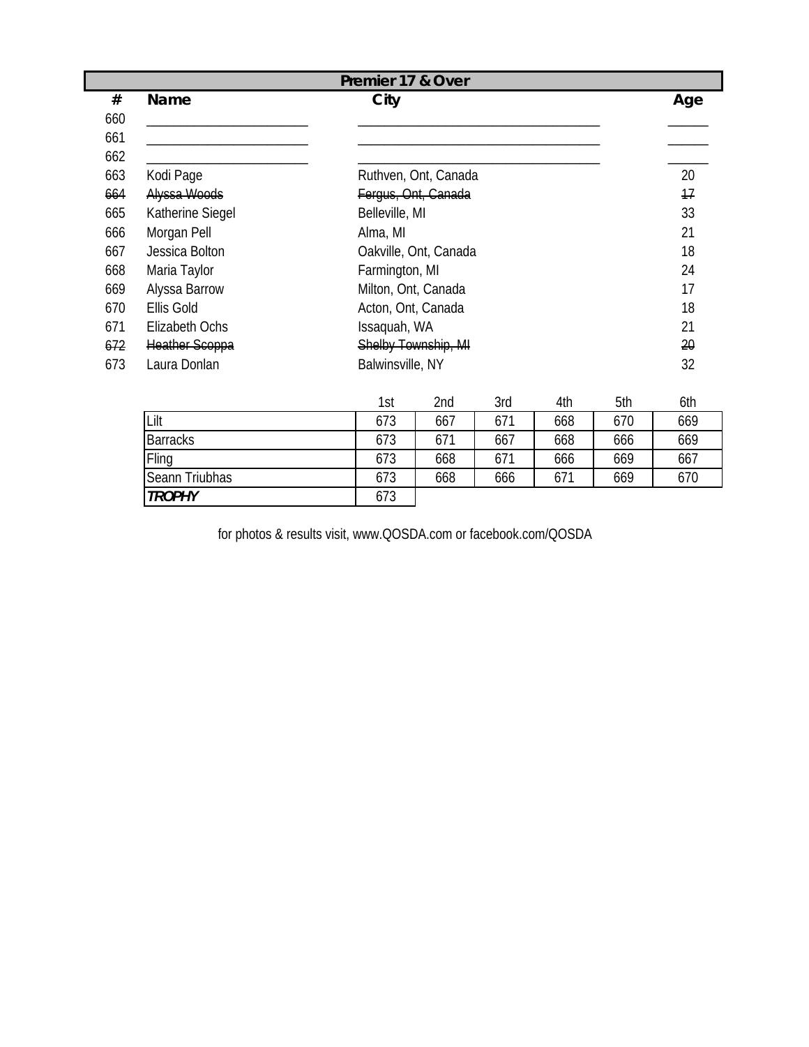## Premier 17 & Over

| # | Name | City | Age |
|---|---|---|---|
| 660 | ____________________ | ______________________________ | _____ |
| 661 | ____________________ | ______________________________ | _____ |
| 662 | ____________________ | ______________________________ | _____ |
| 663 | Kodi Page | Ruthven, Ont, Canada | 20 |
| ~~664~~ | ~~Alyssa Woods~~ | ~~Fergus, Ont, Canada~~ | ~~17~~ |
| 665 | Katherine Siegel | Belleville, MI | 33 |
| 666 | Morgan Pell | Alma, MI | 21 |
| 667 | Jessica Bolton | Oakville, Ont, Canada | 18 |
| 668 | Maria Taylor | Farmington, MI | 24 |
| 669 | Alyssa Barrow | Milton, Ont, Canada | 17 |
| 670 | Ellis Gold | Acton, Ont, Canada | 18 |
| 671 | Elizabeth Ochs | Issaquah, WA | 21 |
| ~~672~~ | ~~Heather Scoppa~~ | ~~Shelby Township, MI~~ | ~~20~~ |
| 673 | Laura Donlan | Balwinsville, NY | 32 |

| | 1st | 2nd | 3rd | 4th | 5th | 6th |
|---|---|---|---|---|---|---|
| Lilt | 673 | 667 | 671 | 668 | 670 | 669 |
| Barracks | 673 | 671 | 667 | 668 | 666 | 669 |
| Fling | 673 | 668 | 671 | 666 | 669 | 667 |
| Seann Triubhas | 673 | 668 | 666 | 671 | 669 | 670 |
| ***TROPHY*** | 673 | | | | | |

for photos & results visit, www.QOSDA.com or facebook.com/QOSDA